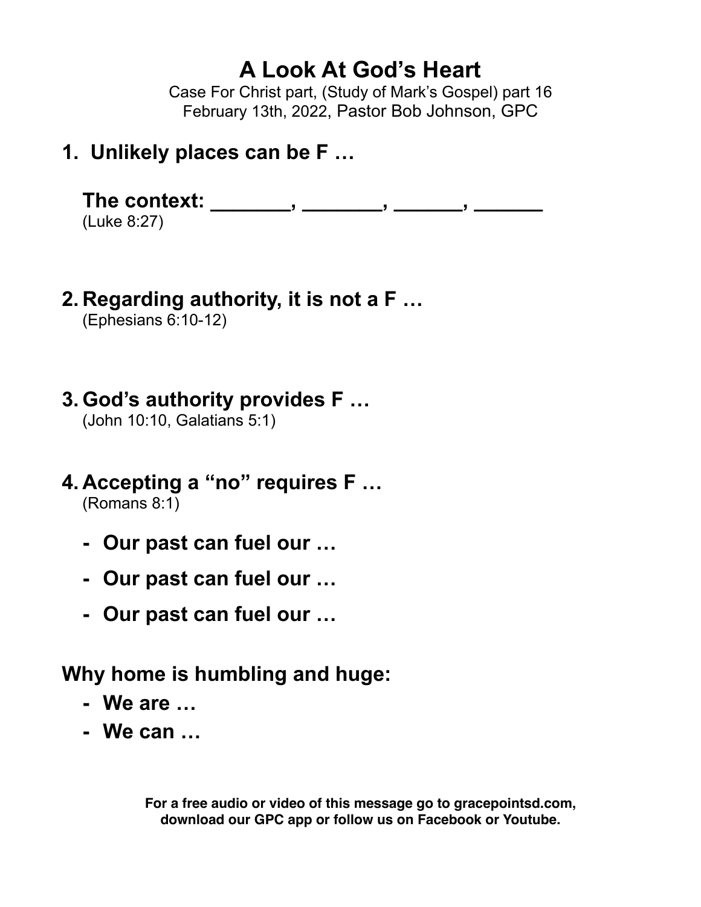# A Look At God's Heart

Case For Christ part, (Study of Mark's Gospel) part 16
February 13th, 2022, Pastor Bob Johnson, GPC

## 1. Unlikely places can be F …

**The context: _______, _______, ______, ______**
(Luke 8:27)

## 2. Regarding authority, it is not a F …

(Ephesians 6:10-12)

## 3. God's authority provides F …

(John 10:10, Galatians 5:1)

## 4. Accepting a "no" requires F …

(Romans 8:1)

- **Our past can fuel our …**
- **Our past can fuel our …**
- **Our past can fuel our …**

## Why home is humbling and huge:

- **We are …**
- **We can …**

**For a free audio or video of this message go to gracepointsd.com, download our GPC app or follow us on Facebook or Youtube.**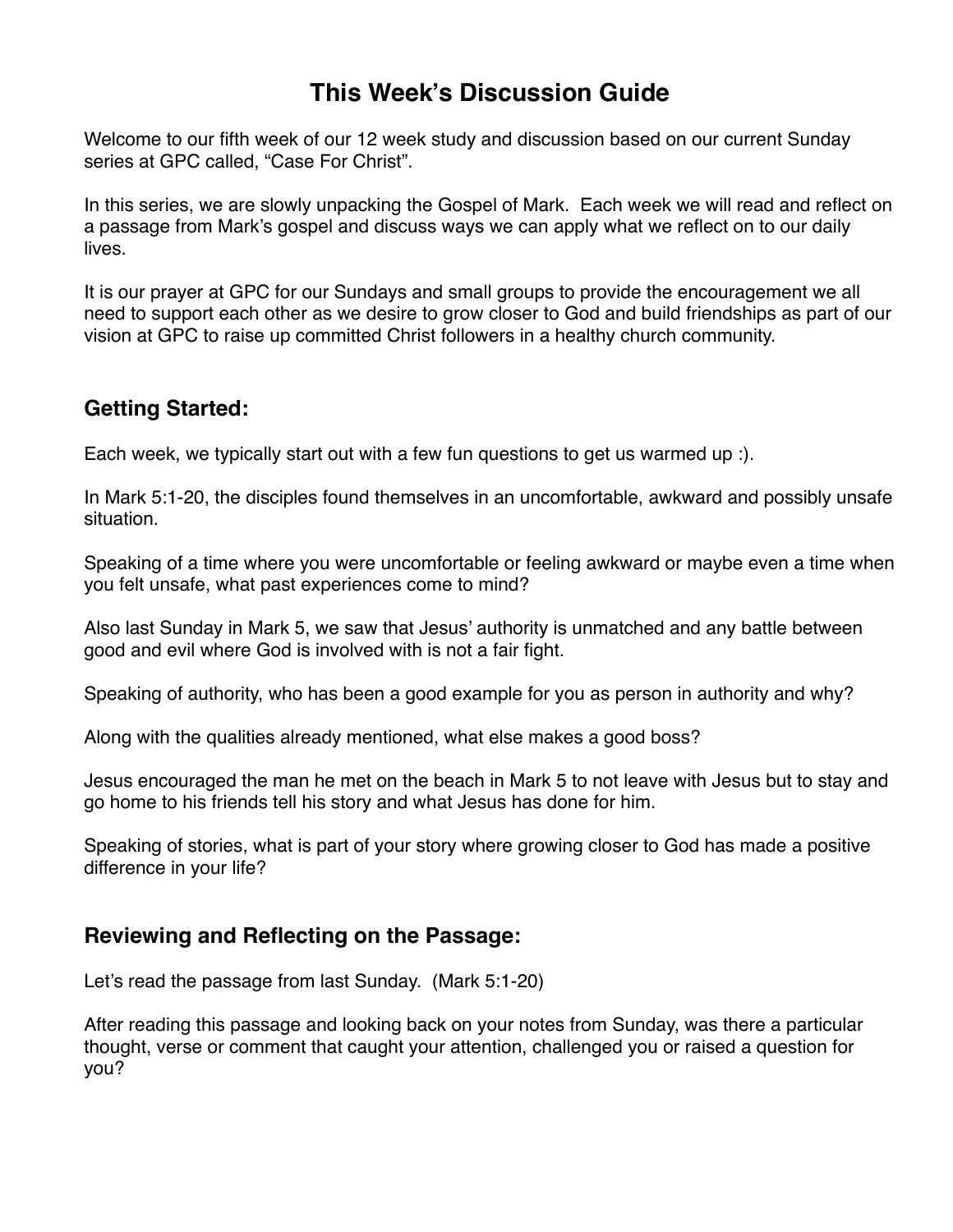# This Week's Discussion Guide

Welcome to our fifth week of our 12 week study and discussion based on our current Sunday series at GPC called, "Case For Christ".

In this series, we are slowly unpacking the Gospel of Mark. Each week we will read and reflect on a passage from Mark's gospel and discuss ways we can apply what we reflect on to our daily lives.

It is our prayer at GPC for our Sundays and small groups to provide the encouragement we all need to support each other as we desire to grow closer to God and build friendships as part of our vision at GPC to raise up committed Christ followers in a healthy church community.

## Getting Started:

Each week, we typically start out with a few fun questions to get us warmed up :).

In Mark 5:1-20, the disciples found themselves in an uncomfortable, awkward and possibly unsafe situation.

Speaking of a time where you were uncomfortable or feeling awkward or maybe even a time when you felt unsafe, what past experiences come to mind?

Also last Sunday in Mark 5, we saw that Jesus' authority is unmatched and any battle between good and evil where God is involved with is not a fair fight.

Speaking of authority, who has been a good example for you as person in authority and why?

Along with the qualities already mentioned, what else makes a good boss?

Jesus encouraged the man he met on the beach in Mark 5 to not leave with Jesus but to stay and go home to his friends tell his story and what Jesus has done for him.

Speaking of stories, what is part of your story where growing closer to God has made a positive difference in your life?

## Reviewing and Reflecting on the Passage:

Let's read the passage from last Sunday. (Mark 5:1-20)

After reading this passage and looking back on your notes from Sunday, was there a particular thought, verse or comment that caught your attention, challenged you or raised a question for you?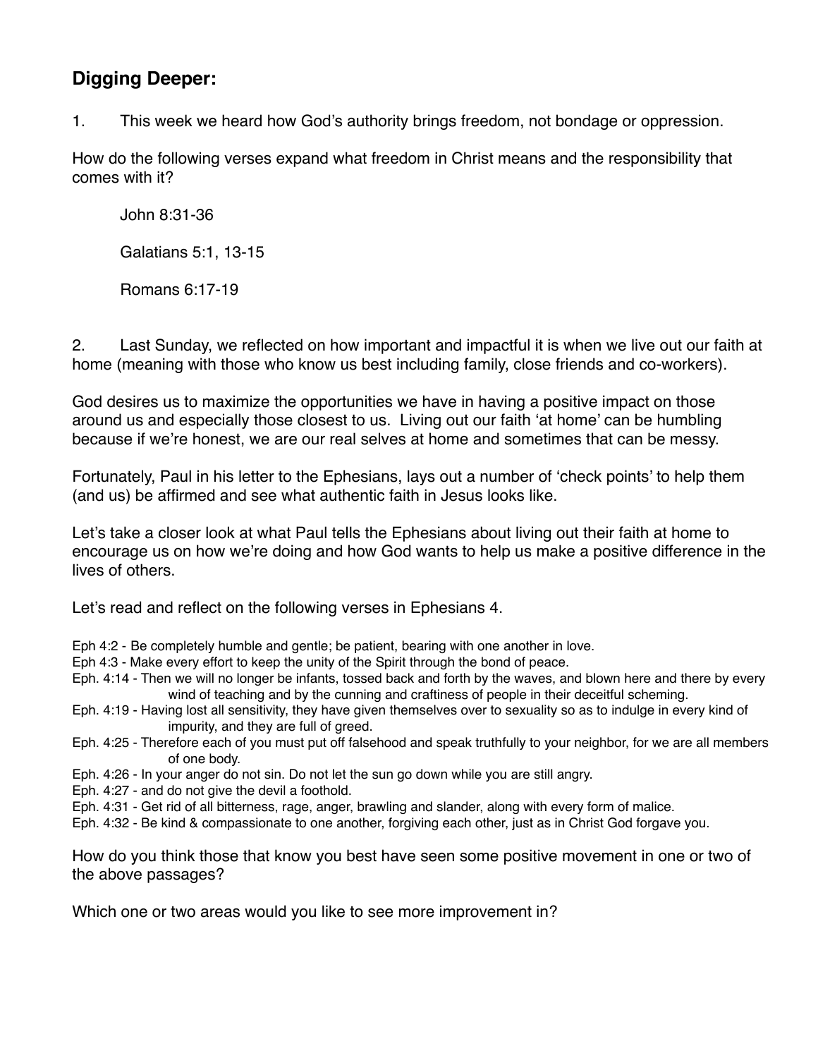## Digging Deeper:

1. This week we heard how God's authority brings freedom, not bondage or oppression.

How do the following verses expand what freedom in Christ means and the responsibility that comes with it?

John 8:31-36

Galatians 5:1, 13-15

Romans 6:17-19

2. Last Sunday, we reflected on how important and impactful it is when we live out our faith at home (meaning with those who know us best including family, close friends and co-workers).

God desires us to maximize the opportunities we have in having a positive impact on those around us and especially those closest to us. Living out our faith 'at home' can be humbling because if we're honest, we are our real selves at home and sometimes that can be messy.

Fortunately, Paul in his letter to the Ephesians, lays out a number of 'check points' to help them (and us) be affirmed and see what authentic faith in Jesus looks like.

Let's take a closer look at what Paul tells the Ephesians about living out their faith at home to encourage us on how we're doing and how God wants to help us make a positive difference in the lives of others.

Let's read and reflect on the following verses in Ephesians 4.

- Eph 4:2 - Be completely humble and gentle; be patient, bearing with one another in love.
- Eph 4:3 - Make every effort to keep the unity of the Spirit through the bond of peace.
- Eph. 4:14 - Then we will no longer be infants, tossed back and forth by the waves, and blown here and there by every wind of teaching and by the cunning and craftiness of people in their deceitful scheming.
- Eph. 4:19 - Having lost all sensitivity, they have given themselves over to sexuality so as to indulge in every kind of impurity, and they are full of greed.
- Eph. 4:25 - Therefore each of you must put off falsehood and speak truthfully to your neighbor, for we are all members of one body.
- Eph. 4:26 - In your anger do not sin. Do not let the sun go down while you are still angry.
- Eph. 4:27 - and do not give the devil a foothold.
- Eph. 4:31 - Get rid of all bitterness, rage, anger, brawling and slander, along with every form of malice.
- Eph. 4:32 - Be kind & compassionate to one another, forgiving each other, just as in Christ God forgave you.

How do you think those that know you best have seen some positive movement in one or two of the above passages?

Which one or two areas would you like to see more improvement in?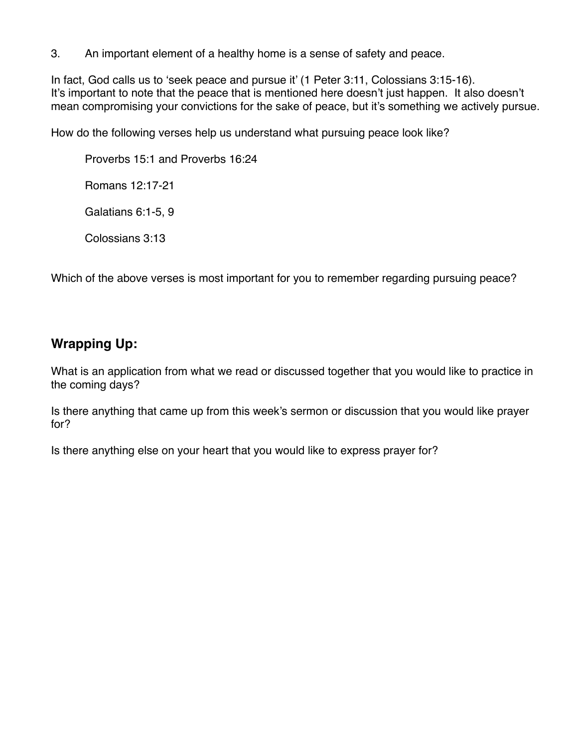3. An important element of a healthy home is a sense of safety and peace.

In fact, God calls us to 'seek peace and pursue it' (1 Peter 3:11, Colossians 3:15-16).
It's important to note that the peace that is mentioned here doesn't just happen. It also doesn't mean compromising your convictions for the sake of peace, but it's something we actively pursue.

How do the following verses help us understand what pursuing peace look like?

> Proverbs 15:1 and Proverbs 16:24
>
> Romans 12:17-21
>
> Galatians 6:1-5, 9
>
> Colossians 3:13

Which of the above verses is most important for you to remember regarding pursuing peace?

## Wrapping Up:

What is an application from what we read or discussed together that you would like to practice in the coming days?

Is there anything that came up from this week's sermon or discussion that you would like prayer for?

Is there anything else on your heart that you would like to express prayer for?